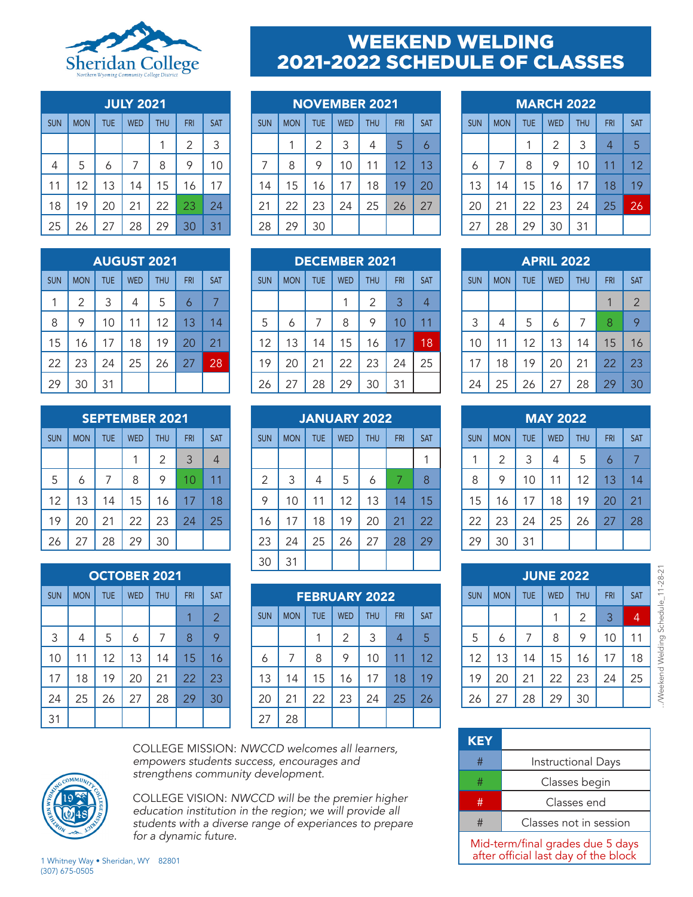Sheridan College
Northern Wyoming Community College District

# WEEKEND WELDING 2021-2022 SCHEDULE OF CLASSES

### JULY 2021

| SUN | MON | TUE | WED | THU | FRI | SAT |
|---|---|---|---|---|---|---|
| | | | | 1 | 2 | 3 |
| 4 | 5 | 6 | 7 | 8 | 9 | 10 |
| 11 | 12 | 13 | 14 | 15 | 16 | 17 |
| 18 | 19 | 20 | 21 | 22 | 23 | 24 |
| 25 | 26 | 27 | 28 | 29 | 30 | 31 |

### AUGUST 2021

| SUN | MON | TUE | WED | THU | FRI | SAT |
|---|---|---|---|---|---|---|
| 1 | 2 | 3 | 4 | 5 | 6 | 7 |
| 8 | 9 | 10 | 11 | 12 | 13 | 14 |
| 15 | 16 | 17 | 18 | 19 | 20 | 21 |
| 22 | 23 | 24 | 25 | 26 | 27 | 28 |
| 29 | 30 | 31 | | | | |

### SEPTEMBER 2021

| SUN | MON | TUE | WED | THU | FRI | SAT |
|---|---|---|---|---|---|---|
| | | | 1 | 2 | 3 | 4 |
| 5 | 6 | 7 | 8 | 9 | 10 | 11 |
| 12 | 13 | 14 | 15 | 16 | 17 | 18 |
| 19 | 20 | 21 | 22 | 23 | 24 | 25 |
| 26 | 27 | 28 | 29 | 30 | | |

### OCTOBER 2021

| SUN | MON | TUE | WED | THU | FRI | SAT |
|---|---|---|---|---|---|---|
| | | | | | 1 | 2 |
| 3 | 4 | 5 | 6 | 7 | 8 | 9 |
| 10 | 11 | 12 | 13 | 14 | 15 | 16 |
| 17 | 18 | 19 | 20 | 21 | 22 | 23 |
| 24 | 25 | 26 | 27 | 28 | 29 | 30 |
| 31 | | | | | | |

### NOVEMBER 2021

| SUN | MON | TUE | WED | THU | FRI | SAT |
|---|---|---|---|---|---|---|
| | 1 | 2 | 3 | 4 | 5 | 6 |
| 7 | 8 | 9 | 10 | 11 | 12 | 13 |
| 14 | 15 | 16 | 17 | 18 | 19 | 20 |
| 21 | 22 | 23 | 24 | 25 | 26 | 27 |
| 28 | 29 | 30 | | | | |

### DECEMBER 2021

| SUN | MON | TUE | WED | THU | FRI | SAT |
|---|---|---|---|---|---|---|
| | | | 1 | 2 | 3 | 4 |
| 5 | 6 | 7 | 8 | 9 | 10 | 11 |
| 12 | 13 | 14 | 15 | 16 | 17 | 18 |
| 19 | 20 | 21 | 22 | 23 | 24 | 25 |
| 26 | 27 | 28 | 29 | 30 | 31 | |

### JANUARY 2022

| SUN | MON | TUE | WED | THU | FRI | SAT |
|---|---|---|---|---|---|---|
| | | | | | | 1 |
| 2 | 3 | 4 | 5 | 6 | 7 | 8 |
| 9 | 10 | 11 | 12 | 13 | 14 | 15 |
| 16 | 17 | 18 | 19 | 20 | 21 | 22 |
| 23 | 24 | 25 | 26 | 27 | 28 | 29 |
| 30 | 31 | | | | | |

### FEBRUARY 2022

| SUN | MON | TUE | WED | THU | FRI | SAT |
|---|---|---|---|---|---|---|
| | | 1 | 2 | 3 | 4 | 5 |
| 6 | 7 | 8 | 9 | 10 | 11 | 12 |
| 13 | 14 | 15 | 16 | 17 | 18 | 19 |
| 20 | 21 | 22 | 23 | 24 | 25 | 26 |
| 27 | 28 | | | | | |

### MARCH 2022

| SUN | MON | TUE | WED | THU | FRI | SAT |
|---|---|---|---|---|---|---|
| | | 1 | 2 | 3 | 4 | 5 |
| 6 | 7 | 8 | 9 | 10 | 11 | 12 |
| 13 | 14 | 15 | 16 | 17 | 18 | 19 |
| 20 | 21 | 22 | 23 | 24 | 25 | 26 |
| 27 | 28 | 29 | 30 | 31 | | |

### APRIL 2022

| SUN | MON | TUE | WED | THU | FRI | SAT |
|---|---|---|---|---|---|---|
| | | | | | 1 | 2 |
| 3 | 4 | 5 | 6 | 7 | 8 | 9 |
| 10 | 11 | 12 | 13 | 14 | 15 | 16 |
| 17 | 18 | 19 | 20 | 21 | 22 | 23 |
| 24 | 25 | 26 | 27 | 28 | 29 | 30 |

### MAY 2022

| SUN | MON | TUE | WED | THU | FRI | SAT |
|---|---|---|---|---|---|---|
| 1 | 2 | 3 | 4 | 5 | 6 | 7 |
| 8 | 9 | 10 | 11 | 12 | 13 | 14 |
| 15 | 16 | 17 | 18 | 19 | 20 | 21 |
| 22 | 23 | 24 | 25 | 26 | 27 | 28 |
| 29 | 30 | 31 | | | | |

### JUNE 2022

| SUN | MON | TUE | WED | THU | FRI | SAT |
|---|---|---|---|---|---|---|
| | | | 1 | 2 | 3 | 4 |
| 5 | 6 | 7 | 8 | 9 | 10 | 11 |
| 12 | 13 | 14 | 15 | 16 | 17 | 18 |
| 19 | 20 | 21 | 22 | 23 | 24 | 25 |
| 26 | 27 | 28 | 29 | 30 | | |

### KEY

| KEY | |
|---|---|
| # | Instructional Days |
| # | Classes begin |
| # | Classes end |
| # | Classes not in session |

Mid-term/final grades due 5 days after official last day of the block

COLLEGE MISSION: *NWCCD welcomes all learners, empowers students success, encourages and strengthens community development.*

COLLEGE VISION: *NWCCD will be the premier higher education institution in the region; we will provide all students with a diverse range of experiances to prepare for a dynamic future.*

1 Whitney Way • Sheridan, WY 82801
(307) 675-0505

../Weekend Welding Schedule_11-28-21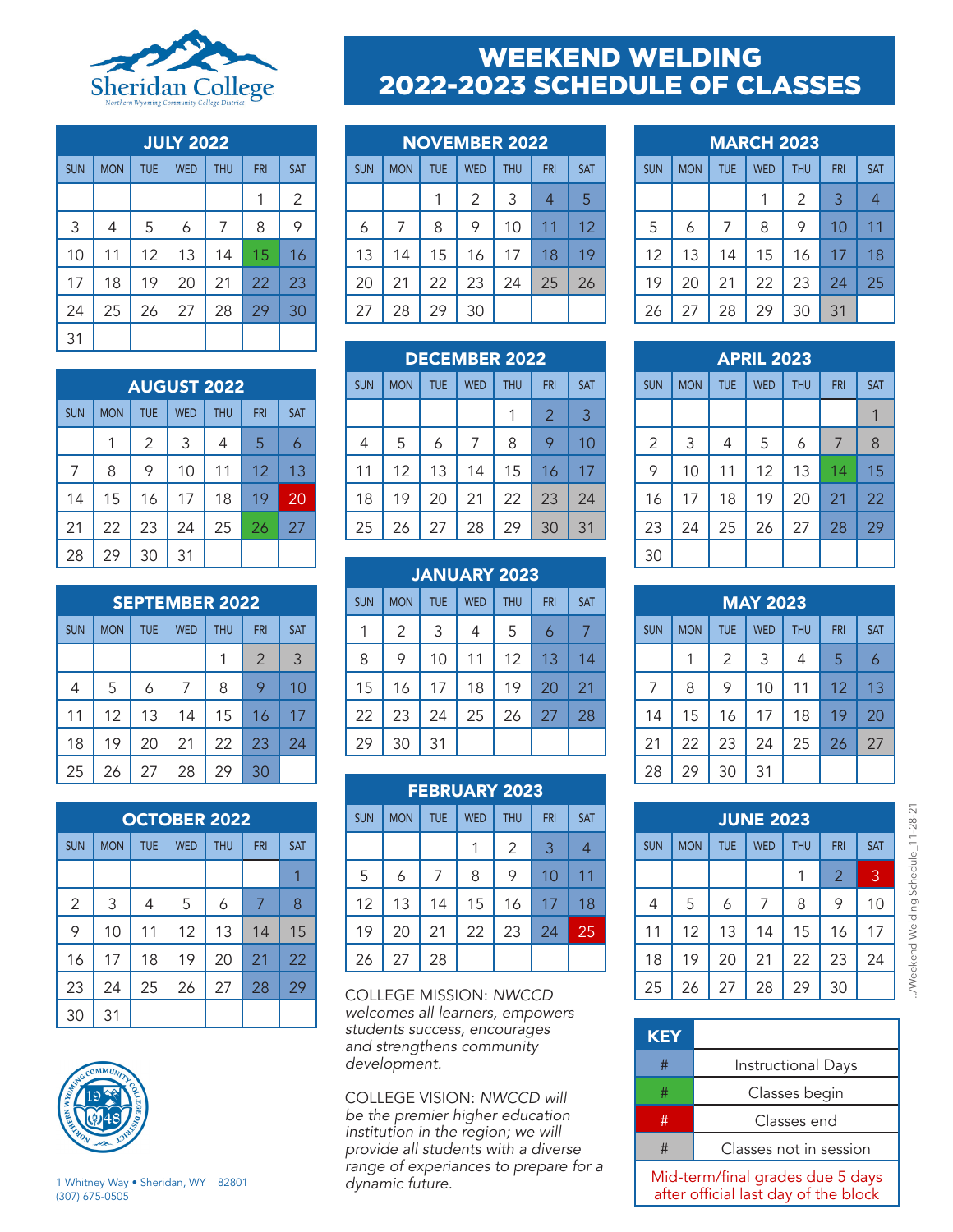Sheridan College

Northern Wyoming Community College District

# WEEKEND WELDING 2022-2023 SCHEDULE OF CLASSES

### JULY 2022

| SUN | MON | TUE | WED | THU | FRI | SAT |
|---|---|---|---|---|---|---|
| | | | | | 1 | 2 |
| 3 | 4 | 5 | 6 | 7 | 8 | 9 |
| 10 | 11 | 12 | 13 | 14 | 15 | 16 |
| 17 | 18 | 19 | 20 | 21 | 22 | 23 |
| 24 | 25 | 26 | 27 | 28 | 29 | 30 |
| 31 | | | | | | |

### AUGUST 2022

| SUN | MON | TUE | WED | THU | FRI | SAT |
|---|---|---|---|---|---|---|
| | 1 | 2 | 3 | 4 | 5 | 6 |
| 7 | 8 | 9 | 10 | 11 | 12 | 13 |
| 14 | 15 | 16 | 17 | 18 | 19 | 20 |
| 21 | 22 | 23 | 24 | 25 | 26 | 27 |
| 28 | 29 | 30 | 31 | | | |

### SEPTEMBER 2022

| SUN | MON | TUE | WED | THU | FRI | SAT |
|---|---|---|---|---|---|---|
| | | | | 1 | 2 | 3 |
| 4 | 5 | 6 | 7 | 8 | 9 | 10 |
| 11 | 12 | 13 | 14 | 15 | 16 | 17 |
| 18 | 19 | 20 | 21 | 22 | 23 | 24 |
| 25 | 26 | 27 | 28 | 29 | 30 | |

### OCTOBER 2022

| SUN | MON | TUE | WED | THU | FRI | SAT |
|---|---|---|---|---|---|---|
| | | | | | | 1 |
| 2 | 3 | 4 | 5 | 6 | 7 | 8 |
| 9 | 10 | 11 | 12 | 13 | 14 | 15 |
| 16 | 17 | 18 | 19 | 20 | 21 | 22 |
| 23 | 24 | 25 | 26 | 27 | 28 | 29 |
| 30 | 31 | | | | | |

### NOVEMBER 2022

| SUN | MON | TUE | WED | THU | FRI | SAT |
|---|---|---|---|---|---|---|
| | | 1 | 2 | 3 | 4 | 5 |
| 6 | 7 | 8 | 9 | 10 | 11 | 12 |
| 13 | 14 | 15 | 16 | 17 | 18 | 19 |
| 20 | 21 | 22 | 23 | 24 | 25 | 26 |
| 27 | 28 | 29 | 30 | | | |

### DECEMBER 2022

| SUN | MON | TUE | WED | THU | FRI | SAT |
|---|---|---|---|---|---|---|
| | | | | 1 | 2 | 3 |
| 4 | 5 | 6 | 7 | 8 | 9 | 10 |
| 11 | 12 | 13 | 14 | 15 | 16 | 17 |
| 18 | 19 | 20 | 21 | 22 | 23 | 24 |
| 25 | 26 | 27 | 28 | 29 | 30 | 31 |

### JANUARY 2023

| SUN | MON | TUE | WED | THU | FRI | SAT |
|---|---|---|---|---|---|---|
| 1 | 2 | 3 | 4 | 5 | 6 | 7 |
| 8 | 9 | 10 | 11 | 12 | 13 | 14 |
| 15 | 16 | 17 | 18 | 19 | 20 | 21 |
| 22 | 23 | 24 | 25 | 26 | 27 | 28 |
| 29 | 30 | 31 | | | | |

### FEBRUARY 2023

| SUN | MON | TUE | WED | THU | FRI | SAT |
|---|---|---|---|---|---|---|
| | | | 1 | 2 | 3 | 4 |
| 5 | 6 | 7 | 8 | 9 | 10 | 11 |
| 12 | 13 | 14 | 15 | 16 | 17 | 18 |
| 19 | 20 | 21 | 22 | 23 | 24 | 25 |
| 26 | 27 | 28 | | | | |

COLLEGE MISSION: *NWCCD welcomes all learners, empowers students success, encourages and strengthens community development.*

COLLEGE VISION: *NWCCD will be the premier higher education institution in the region; we will provide all students with a diverse range of experiances to prepare for a dynamic future.*

### MARCH 2023

| SUN | MON | TUE | WED | THU | FRI | SAT |
|---|---|---|---|---|---|---|
| | | | 1 | 2 | 3 | 4 |
| 5 | 6 | 7 | 8 | 9 | 10 | 11 |
| 12 | 13 | 14 | 15 | 16 | 17 | 18 |
| 19 | 20 | 21 | 22 | 23 | 24 | 25 |
| 26 | 27 | 28 | 29 | 30 | 31 | |

### APRIL 2023

| SUN | MON | TUE | WED | THU | FRI | SAT |
|---|---|---|---|---|---|---|
| | | | | | | 1 |
| 2 | 3 | 4 | 5 | 6 | 7 | 8 |
| 9 | 10 | 11 | 12 | 13 | 14 | 15 |
| 16 | 17 | 18 | 19 | 20 | 21 | 22 |
| 23 | 24 | 25 | 26 | 27 | 28 | 29 |
| 30 | | | | | | |

### MAY 2023

| SUN | MON | TUE | WED | THU | FRI | SAT |
|---|---|---|---|---|---|---|
| | 1 | 2 | 3 | 4 | 5 | 6 |
| 7 | 8 | 9 | 10 | 11 | 12 | 13 |
| 14 | 15 | 16 | 17 | 18 | 19 | 20 |
| 21 | 22 | 23 | 24 | 25 | 26 | 27 |
| 28 | 29 | 30 | 31 | | | |

### JUNE 2023

| SUN | MON | TUE | WED | THU | FRI | SAT |
|---|---|---|---|---|---|---|
| | | | | 1 | 2 | 3 |
| 4 | 5 | 6 | 7 | 8 | 9 | 10 |
| 11 | 12 | 13 | 14 | 15 | 16 | 17 |
| 18 | 19 | 20 | 21 | 22 | 23 | 24 |
| 25 | 26 | 27 | 28 | 29 | 30 | |

| KEY | |
|---|---|
| # | Instructional Days |
| # | Classes begin |
| # | Classes end |
| # | Classes not in session |

Mid-term/final grades due 5 days after official last day of the block

1 Whitney Way • Sheridan, WY 82801
(307) 675-0505

../Weekend Welding Schedule_11-28-21